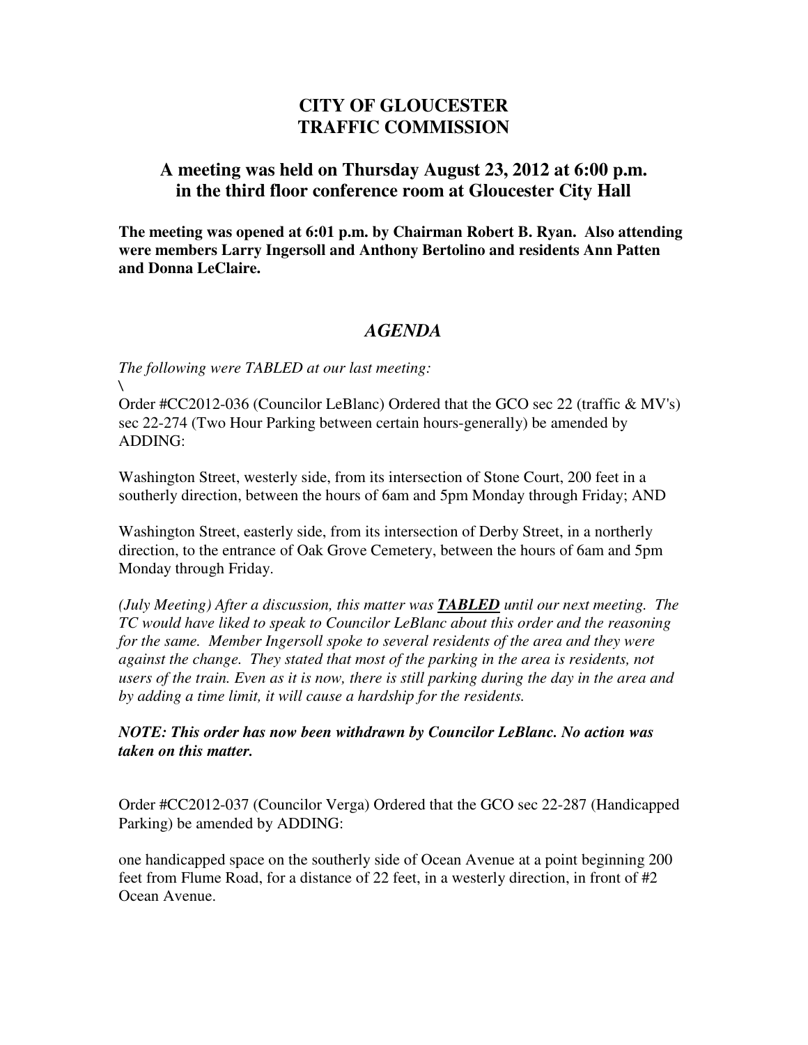# CITY OF GLOUCESTER
# TRAFFIC COMMISSION

## A meeting was held on Thursday August 23, 2012 at 6:00 p.m. in the third floor conference room at Gloucester City Hall

**The meeting was opened at 6:01 p.m. by Chairman Robert B. Ryan. Also attending were members Larry Ingersoll and Anthony Bertolino and residents Ann Patten and Donna LeClaire.**

## *AGENDA*

*The following were TABLED at our last meeting:*
\

Order #CC2012-036 (Councilor LeBlanc) Ordered that the GCO sec 22 (traffic & MV's) sec 22-274 (Two Hour Parking between certain hours-generally) be amended by ADDING:

Washington Street, westerly side, from its intersection of Stone Court, 200 feet in a southerly direction, between the hours of 6am and 5pm Monday through Friday; AND

Washington Street, easterly side, from its intersection of Derby Street, in a northerly direction, to the entrance of Oak Grove Cemetery, between the hours of 6am and 5pm Monday through Friday.

*(July Meeting) After a discussion, this matter was* ***TABLED*** *until our next meeting. The TC would have liked to speak to Councilor LeBlanc about this order and the reasoning for the same. Member Ingersoll spoke to several residents of the area and they were against the change. They stated that most of the parking in the area is residents, not users of the train. Even as it is now, there is still parking during the day in the area and by adding a time limit, it will cause a hardship for the residents.*

***NOTE: This order has now been withdrawn by Councilor LeBlanc. No action was taken on this matter.***

Order #CC2012-037 (Councilor Verga) Ordered that the GCO sec 22-287 (Handicapped Parking) be amended by ADDING:

one handicapped space on the southerly side of Ocean Avenue at a point beginning 200 feet from Flume Road, for a distance of 22 feet, in a westerly direction, in front of #2 Ocean Avenue.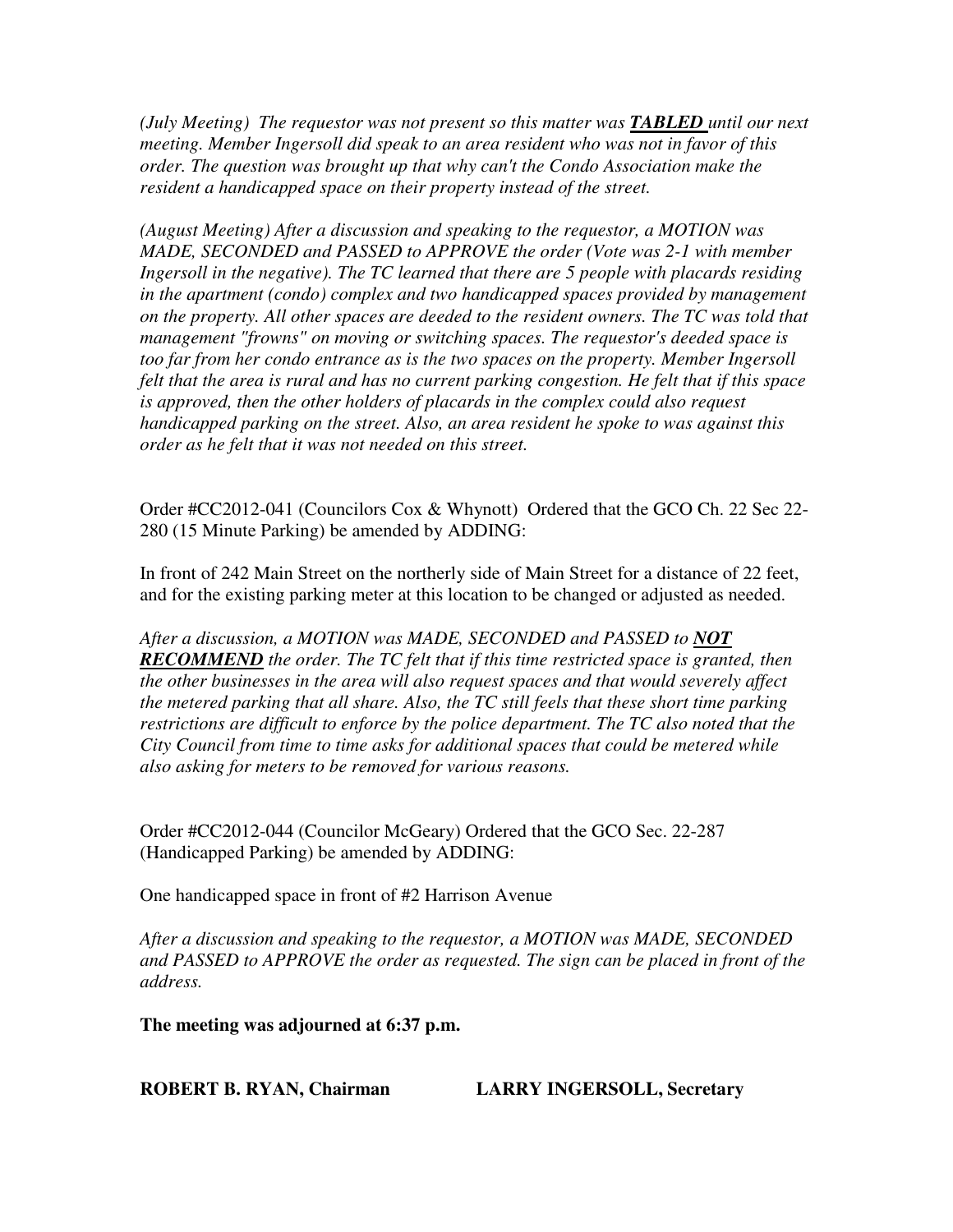*(July Meeting) The requestor was not present so this matter was **TABLED** until our next meeting. Member Ingersoll did speak to an area resident who was not in favor of this order. The question was brought up that why can't the Condo Association make the resident a handicapped space on their property instead of the street.*

*(August Meeting) After a discussion and speaking to the requestor, a MOTION was MADE, SECONDED and PASSED to APPROVE the order (Vote was 2-1 with member Ingersoll in the negative). The TC learned that there are 5 people with placards residing in the apartment (condo) complex and two handicapped spaces provided by management on the property. All other spaces are deeded to the resident owners. The TC was told that management "frowns" on moving or switching spaces. The requestor's deeded space is too far from her condo entrance as is the two spaces on the property. Member Ingersoll felt that the area is rural and has no current parking congestion. He felt that if this space is approved, then the other holders of placards in the complex could also request handicapped parking on the street. Also, an area resident he spoke to was against this order as he felt that it was not needed on this street.*

Order #CC2012-041 (Councilors Cox & Whynott) Ordered that the GCO Ch. 22 Sec 22-280 (15 Minute Parking) be amended by ADDING:

In front of 242 Main Street on the northerly side of Main Street for a distance of 22 feet, and for the existing parking meter at this location to be changed or adjusted as needed.

*After a discussion, a MOTION was MADE, SECONDED and PASSED to **NOT RECOMMEND** the order. The TC felt that if this time restricted space is granted, then the other businesses in the area will also request spaces and that would severely affect the metered parking that all share. Also, the TC still feels that these short time parking restrictions are difficult to enforce by the police department. The TC also noted that the City Council from time to time asks for additional spaces that could be metered while also asking for meters to be removed for various reasons.*

Order #CC2012-044 (Councilor McGeary) Ordered that the GCO Sec. 22-287 (Handicapped Parking) be amended by ADDING:

One handicapped space in front of #2 Harrison Avenue

*After a discussion and speaking to the requestor, a MOTION was MADE, SECONDED and PASSED to APPROVE the order as requested. The sign can be placed in front of the address.*

**The meeting was adjourned at 6:37 p.m.**

**ROBERT B. RYAN, Chairman** **LARRY INGERSOLL, Secretary**